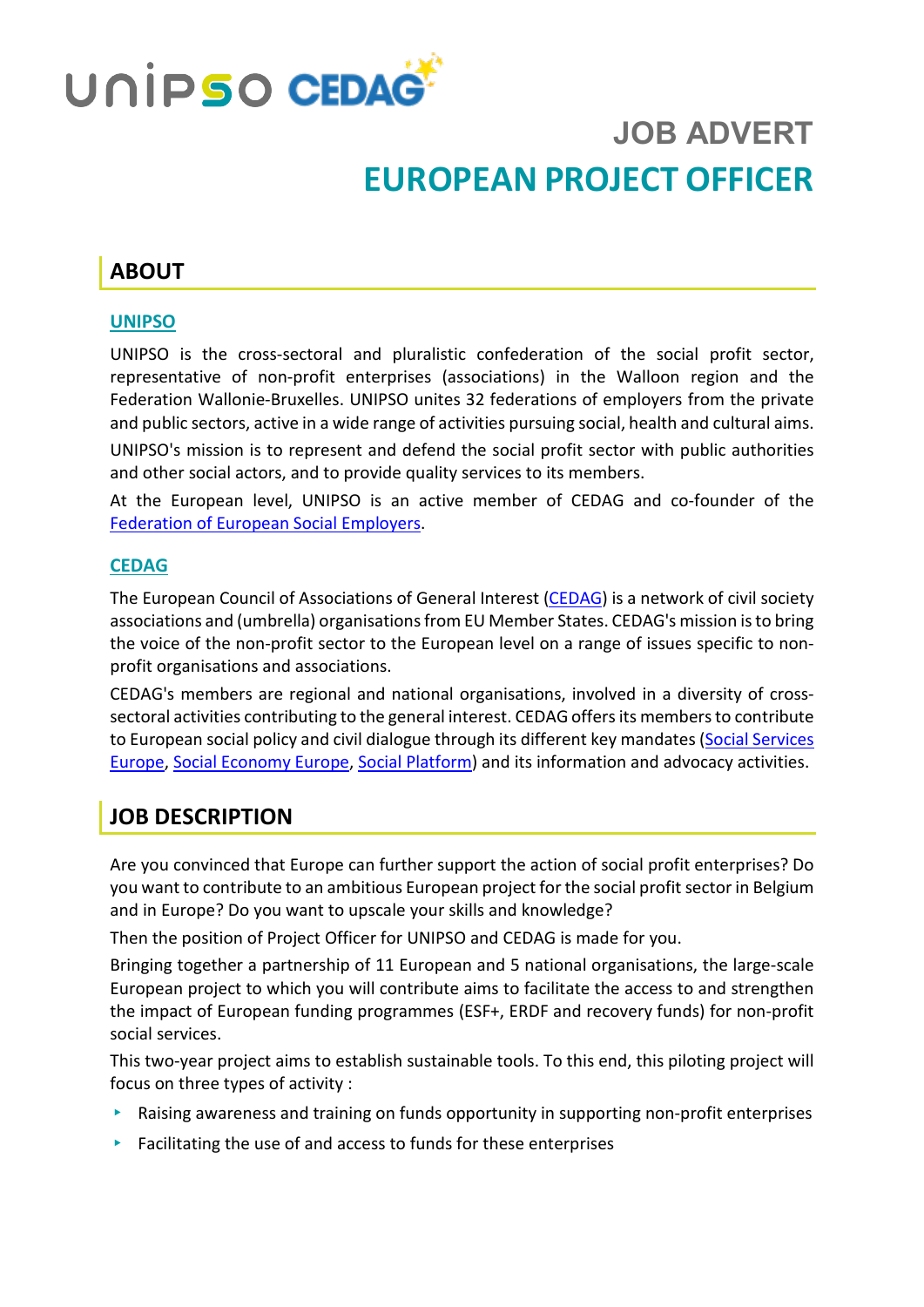UNIPSO CEDAG

# JOB ADVERT
# EUROPEAN PROJECT OFFICER

## ABOUT

### UNIPSO

UNIPSO is the cross-sectoral and pluralistic confederation of the social profit sector, representative of non-profit enterprises (associations) in the Walloon region and the Federation Wallonie-Bruxelles. UNIPSO unites 32 federations of employers from the private and public sectors, active in a wide range of activities pursuing social, health and cultural aims.

UNIPSO's mission is to represent and defend the social profit sector with public authorities and other social actors, and to provide quality services to its members.

At the European level, UNIPSO is an active member of CEDAG and co-founder of the Federation of European Social Employers.

### CEDAG

The European Council of Associations of General Interest (CEDAG) is a network of civil society associations and (umbrella) organisations from EU Member States. CEDAG's mission is to bring the voice of the non-profit sector to the European level on a range of issues specific to non-profit organisations and associations.

CEDAG's members are regional and national organisations, involved in a diversity of cross-sectoral activities contributing to the general interest. CEDAG offers its members to contribute to European social policy and civil dialogue through its different key mandates (Social Services Europe, Social Economy Europe, Social Platform) and its information and advocacy activities.

## JOB DESCRIPTION

Are you convinced that Europe can further support the action of social profit enterprises? Do you want to contribute to an ambitious European project for the social profit sector in Belgium and in Europe? Do you want to upscale your skills and knowledge?

Then the position of Project Officer for UNIPSO and CEDAG is made for you.

Bringing together a partnership of 11 European and 5 national organisations, the large-scale European project to which you will contribute aims to facilitate the access to and strengthen the impact of European funding programmes (ESF+, ERDF and recovery funds) for non-profit social services.

This two-year project aims to establish sustainable tools. To this end, this piloting project will focus on three types of activity :

- Raising awareness and training on funds opportunity in supporting non-profit enterprises
- Facilitating the use of and access to funds for these enterprises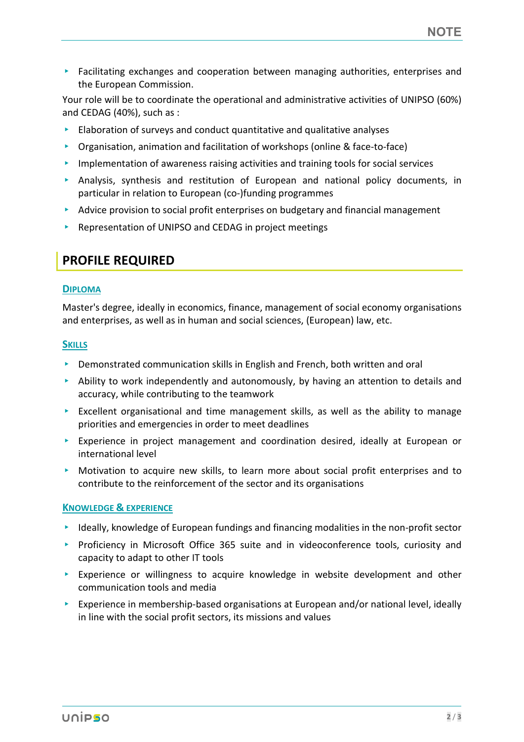- Facilitating exchanges and cooperation between managing authorities, enterprises and the European Commission.

Your role will be to coordinate the operational and administrative activities of UNIPSO (60%) and CEDAG (40%), such as :

- Elaboration of surveys and conduct quantitative and qualitative analyses
- Organisation, animation and facilitation of workshops (online & face-to-face)
- Implementation of awareness raising activities and training tools for social services
- Analysis, synthesis and restitution of European and national policy documents, in particular in relation to European (co-)funding programmes
- Advice provision to social profit enterprises on budgetary and financial management
- Representation of UNIPSO and CEDAG in project meetings

## PROFILE REQUIRED

### Diploma

Master's degree, ideally in economics, finance, management of social economy organisations and enterprises, as well as in human and social sciences, (European) law, etc.

### Skills

- Demonstrated communication skills in English and French, both written and oral
- Ability to work independently and autonomously, by having an attention to details and accuracy, while contributing to the teamwork
- Excellent organisational and time management skills, as well as the ability to manage priorities and emergencies in order to meet deadlines
- Experience in project management and coordination desired, ideally at European or international level
- Motivation to acquire new skills, to learn more about social profit enterprises and to contribute to the reinforcement of the sector and its organisations

### Knowledge & experience

- Ideally, knowledge of European fundings and financing modalities in the non-profit sector
- Proficiency in Microsoft Office 365 suite and in videoconference tools, curiosity and capacity to adapt to other IT tools
- Experience or willingness to acquire knowledge in website development and other communication tools and media
- Experience in membership-based organisations at European and/or national level, ideally in line with the social profit sectors, its missions and values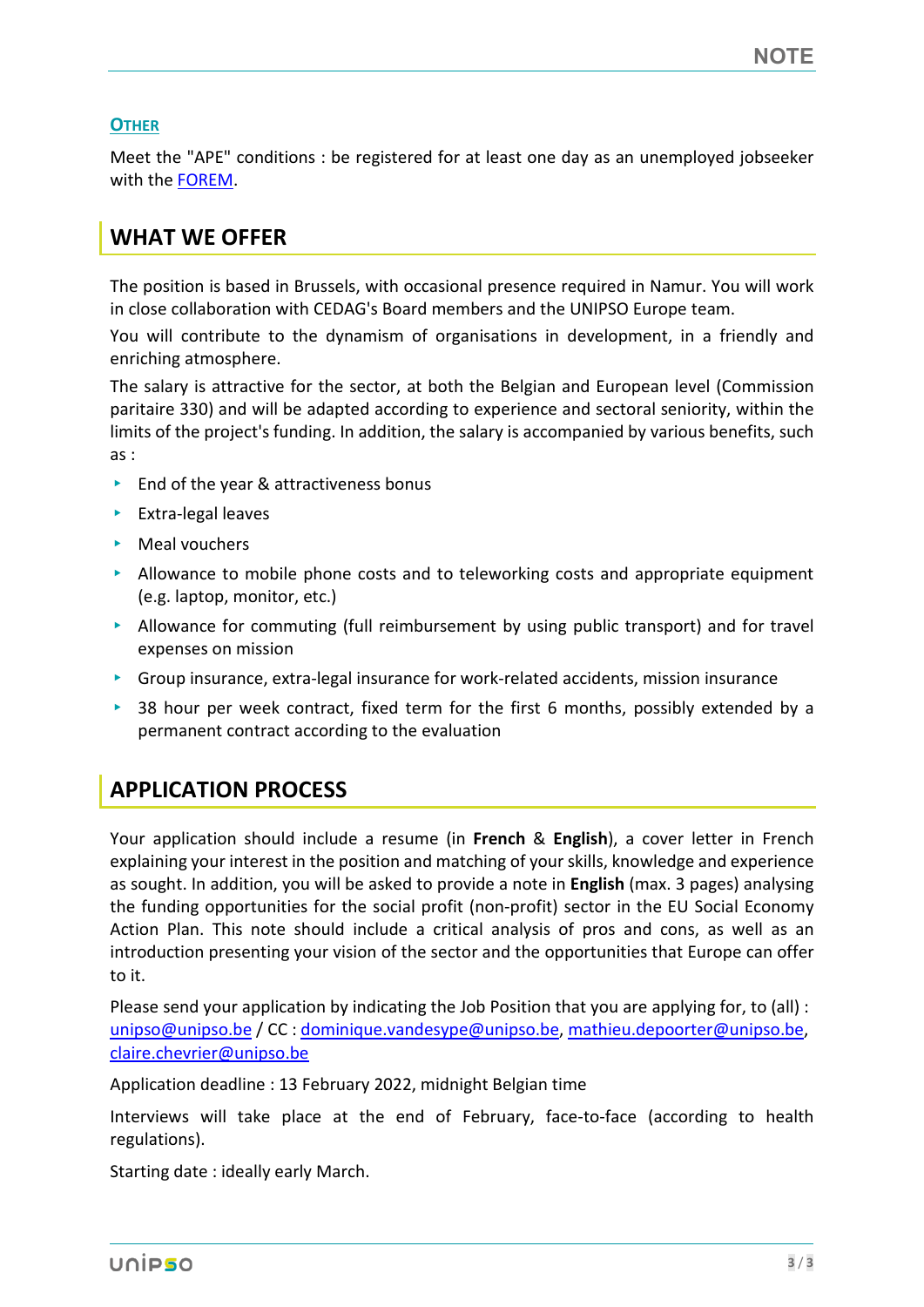### OTHER

Meet the "APE" conditions : be registered for at least one day as an unemployed jobseeker with the FOREM.

## WHAT WE OFFER

The position is based in Brussels, with occasional presence required in Namur. You will work in close collaboration with CEDAG's Board members and the UNIPSO Europe team.

You will contribute to the dynamism of organisations in development, in a friendly and enriching atmosphere.

The salary is attractive for the sector, at both the Belgian and European level (Commission paritaire 330) and will be adapted according to experience and sectoral seniority, within the limits of the project's funding. In addition, the salary is accompanied by various benefits, such as :

- End of the year & attractiveness bonus
- Extra-legal leaves
- Meal vouchers
- Allowance to mobile phone costs and to teleworking costs and appropriate equipment (e.g. laptop, monitor, etc.)
- Allowance for commuting (full reimbursement by using public transport) and for travel expenses on mission
- Group insurance, extra-legal insurance for work-related accidents, mission insurance
- 38 hour per week contract, fixed term for the first 6 months, possibly extended by a permanent contract according to the evaluation

## APPLICATION PROCESS

Your application should include a resume (in **French** & **English**), a cover letter in French explaining your interest in the position and matching of your skills, knowledge and experience as sought. In addition, you will be asked to provide a note in **English** (max. 3 pages) analysing the funding opportunities for the social profit (non-profit) sector in the EU Social Economy Action Plan. This note should include a critical analysis of pros and cons, as well as an introduction presenting your vision of the sector and the opportunities that Europe can offer to it.

Please send your application by indicating the Job Position that you are applying for, to (all) : unipso@unipso.be / CC : dominique.vandesype@unipso.be, mathieu.depoorter@unipso.be, claire.chevrier@unipso.be

Application deadline : 13 February 2022, midnight Belgian time

Interviews will take place at the end of February, face-to-face (according to health regulations).

Starting date : ideally early March.